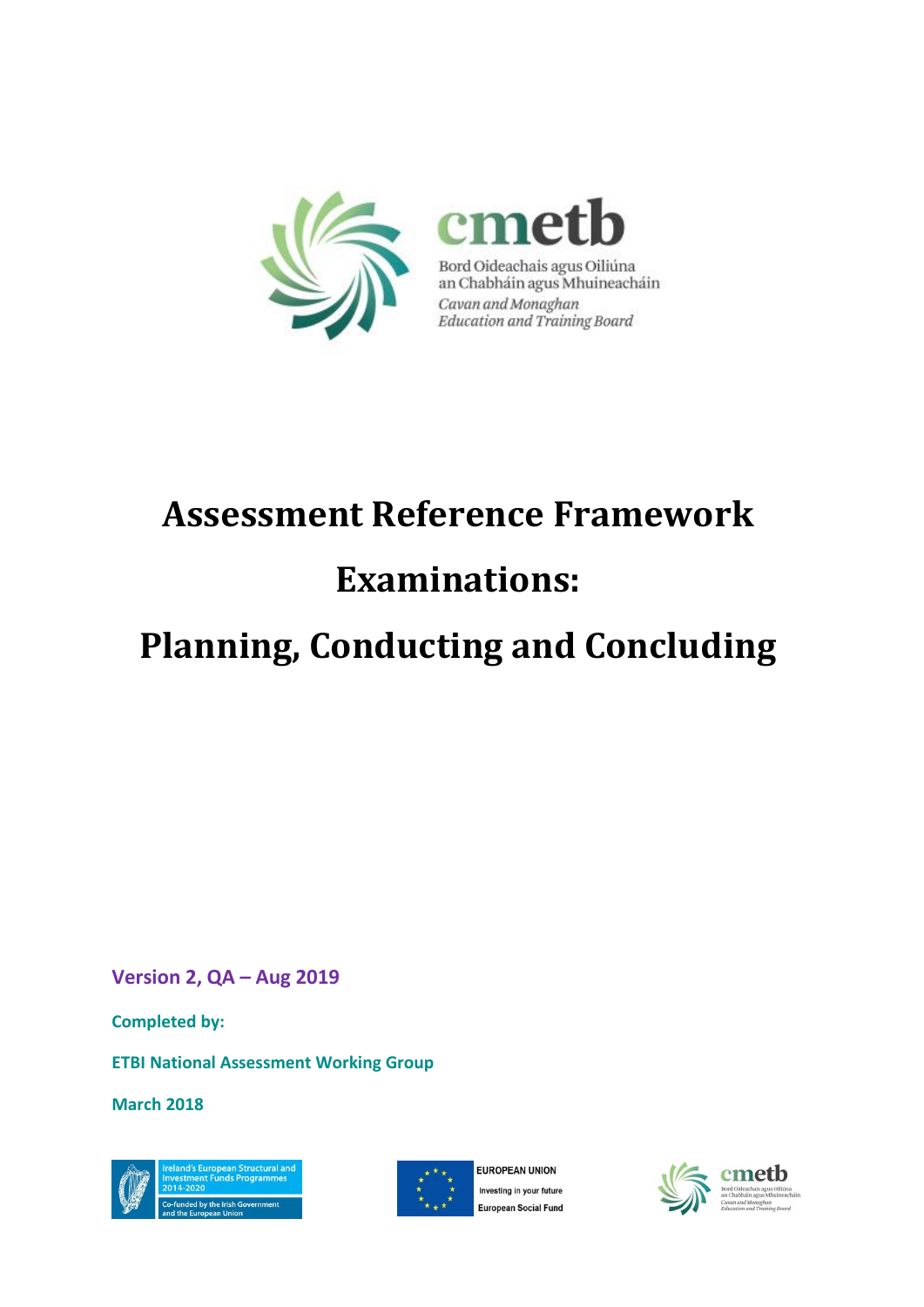cmetb

Bord Oideachais agus Oiliúna an Chabháin agus Mhuineacháin

*Cavan and Monaghan Education and Training Board*

# Assessment Reference Framework

# Examinations:

# Planning, Conducting and Concluding

**Version 2, QA – Aug 2019**

**Completed by:**

**ETBI National Assessment Working Group**

**March 2018**

Ireland's European Structural and Investment Funds Programmes 2014-2020

Co-funded by the Irish Government and the European Union

EUROPEAN UNION

Investing in your future

European Social Fund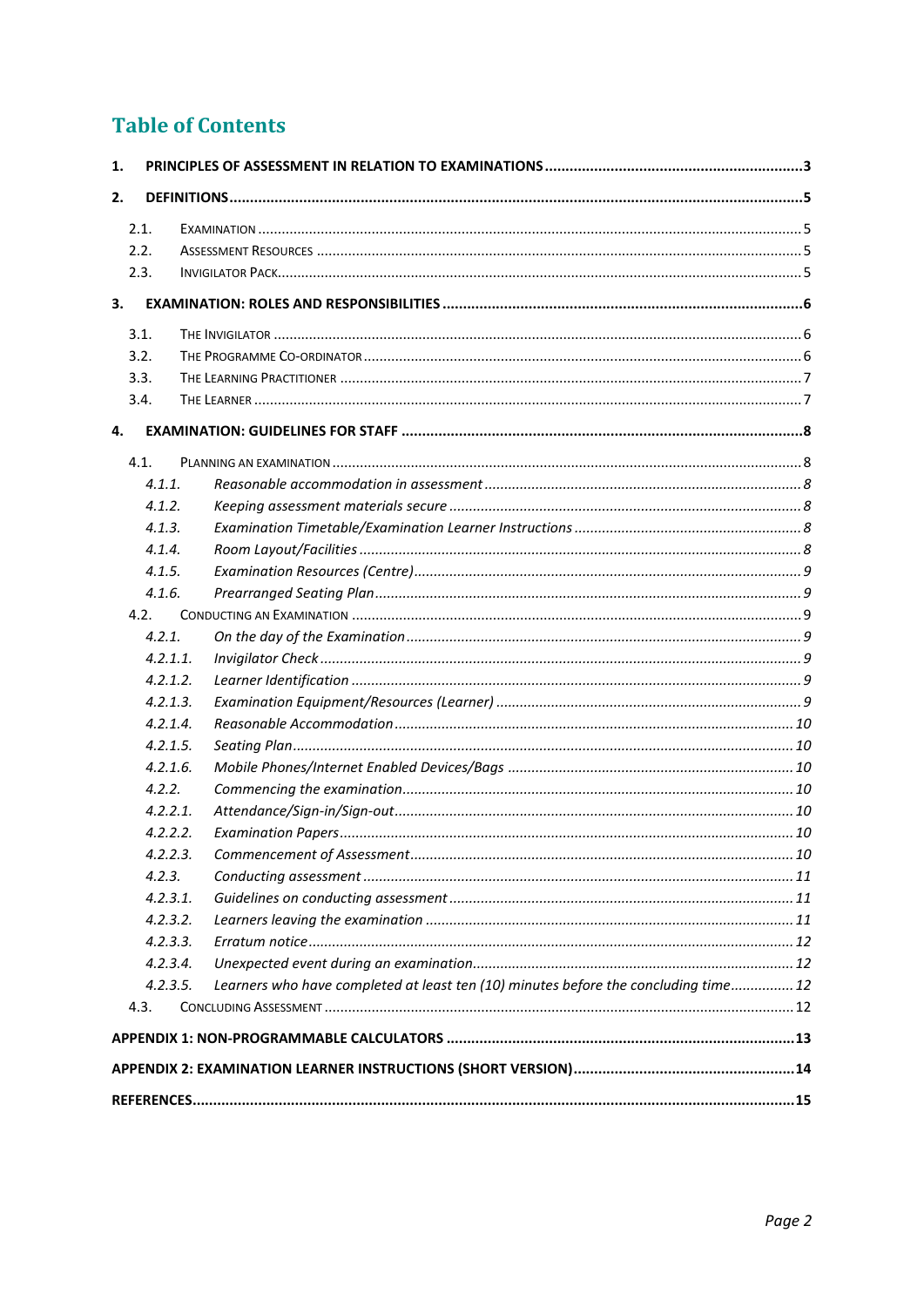## Table of Contents

**1. PRINCIPLES OF ASSESSMENT IN RELATION TO EXAMINATIONS** .......... **3**

**2. DEFINITIONS** .......... **5**

- 2.1. Examination .......... 5
- 2.2. Assessment Resources .......... 5
- 2.3. Invigilator Pack .......... 5

**3. EXAMINATION: ROLES AND RESPONSIBILITIES** .......... **6**

- 3.1. The Invigilator .......... 6
- 3.2. The Programme Co-ordinator .......... 6
- 3.3. The Learning Practitioner .......... 7
- 3.4. The Learner .......... 7

**4. EXAMINATION: GUIDELINES FOR STAFF** .......... **8**

- 4.1. Planning an Examination .......... 8
  - *4.1.1. Reasonable accommodation in assessment* .......... *8*
  - *4.1.2. Keeping assessment materials secure* .......... *8*
  - *4.1.3. Examination Timetable/Examination Learner Instructions* .......... *8*
  - *4.1.4. Room Layout/Facilities* .......... *8*
  - *4.1.5. Examination Resources (Centre)* .......... *9*
  - *4.1.6. Prearranged Seating Plan* .......... *9*
- 4.2. Conducting an Examination .......... 9
  - *4.2.1. On the day of the Examination* .......... *9*
  - *4.2.1.1. Invigilator Check* .......... *9*
  - *4.2.1.2. Learner Identification* .......... *9*
  - *4.2.1.3. Examination Equipment/Resources (Learner)* .......... *9*
  - *4.2.1.4. Reasonable Accommodation* .......... *10*
  - *4.2.1.5. Seating Plan* .......... *10*
  - *4.2.1.6. Mobile Phones/Internet Enabled Devices/Bags* .......... *10*
  - *4.2.2. Commencing the examination* .......... *10*
  - *4.2.2.1. Attendance/Sign-in/Sign-out* .......... *10*
  - *4.2.2.2. Examination Papers* .......... *10*
  - *4.2.2.3. Commencement of Assessment* .......... *10*
  - *4.2.3. Conducting assessment* .......... *11*
  - *4.2.3.1. Guidelines on conducting assessment* .......... *11*
  - *4.2.3.2. Learners leaving the examination* .......... *11*
  - *4.2.3.3. Erratum notice* .......... *12*
  - *4.2.3.4. Unexpected event during an examination* .......... *12*
  - *4.2.3.5. Learners who have completed at least ten (10) minutes before the concluding time* .......... *12*
- 4.3. Concluding Assessment .......... 12

**APPENDIX 1: NON-PROGRAMMABLE CALCULATORS** .......... **13**

**APPENDIX 2: EXAMINATION LEARNER INSTRUCTIONS (SHORT VERSION)** .......... **14**

**REFERENCES** .......... **15**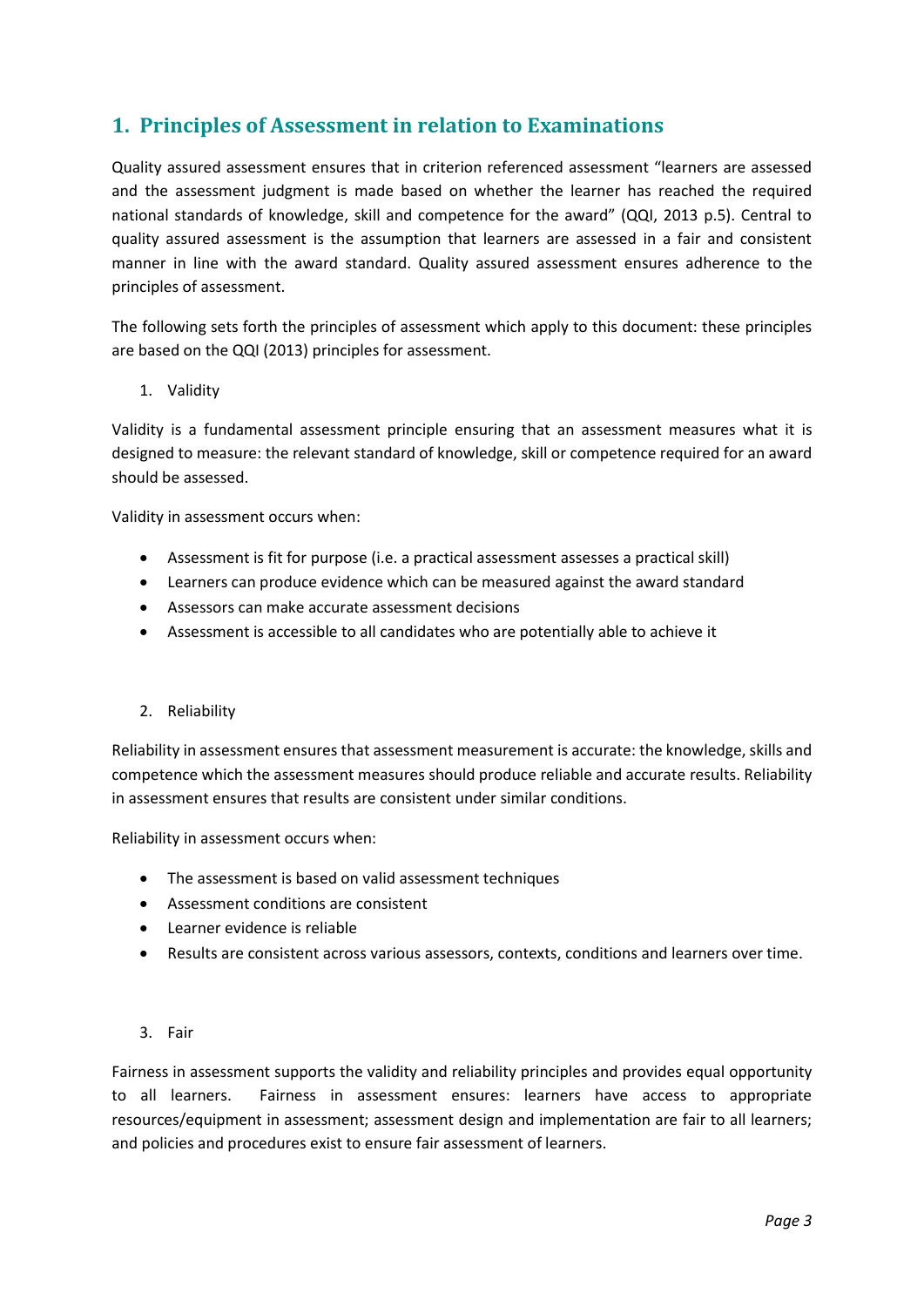## 1. Principles of Assessment in relation to Examinations

Quality assured assessment ensures that in criterion referenced assessment "learners are assessed and the assessment judgment is made based on whether the learner has reached the required national standards of knowledge, skill and competence for the award" (QQI, 2013 p.5). Central to quality assured assessment is the assumption that learners are assessed in a fair and consistent manner in line with the award standard. Quality assured assessment ensures adherence to the principles of assessment.

The following sets forth the principles of assessment which apply to this document: these principles are based on the QQI (2013) principles for assessment.

1. Validity

Validity is a fundamental assessment principle ensuring that an assessment measures what it is designed to measure: the relevant standard of knowledge, skill or competence required for an award should be assessed.

Validity in assessment occurs when:

- Assessment is fit for purpose (i.e. a practical assessment assesses a practical skill)
- Learners can produce evidence which can be measured against the award standard
- Assessors can make accurate assessment decisions
- Assessment is accessible to all candidates who are potentially able to achieve it

2. Reliability

Reliability in assessment ensures that assessment measurement is accurate: the knowledge, skills and competence which the assessment measures should produce reliable and accurate results. Reliability in assessment ensures that results are consistent under similar conditions.

Reliability in assessment occurs when:

- The assessment is based on valid assessment techniques
- Assessment conditions are consistent
- Learner evidence is reliable
- Results are consistent across various assessors, contexts, conditions and learners over time.

3. Fair

Fairness in assessment supports the validity and reliability principles and provides equal opportunity to all learners. Fairness in assessment ensures: learners have access to appropriate resources/equipment in assessment; assessment design and implementation are fair to all learners; and policies and procedures exist to ensure fair assessment of learners.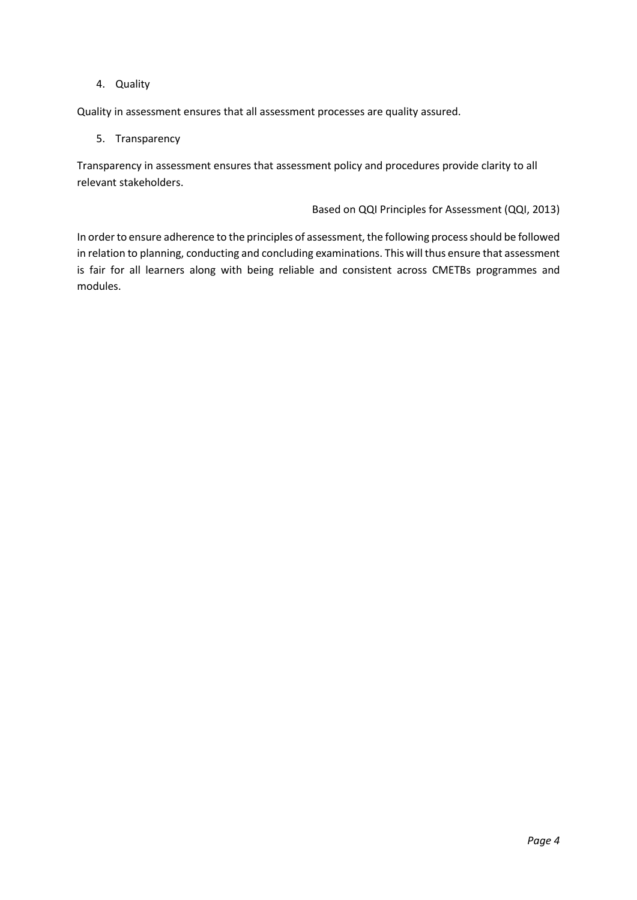4. Quality

Quality in assessment ensures that all assessment processes are quality assured.

5. Transparency

Transparency in assessment ensures that assessment policy and procedures provide clarity to all relevant stakeholders.

Based on QQI Principles for Assessment (QQI, 2013)

In order to ensure adherence to the principles of assessment, the following process should be followed in relation to planning, conducting and concluding examinations. This will thus ensure that assessment is fair for all learners along with being reliable and consistent across CMETBs programmes and modules.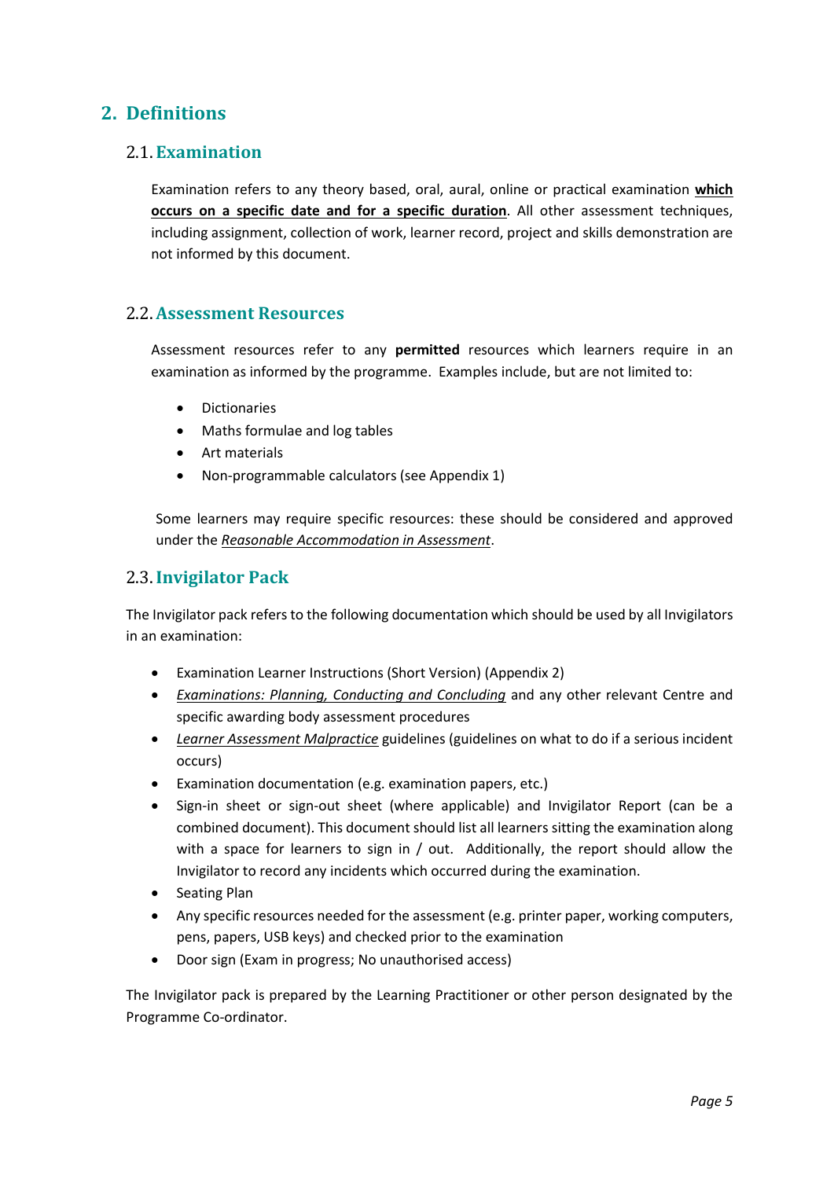# 2. Definitions

## 2.1. Examination

Examination refers to any theory based, oral, aural, online or practical examination **which occurs on a specific date and for a specific duration**. All other assessment techniques, including assignment, collection of work, learner record, project and skills demonstration are not informed by this document.

## 2.2. Assessment Resources

Assessment resources refer to any **permitted** resources which learners require in an examination as informed by the programme. Examples include, but are not limited to:

- Dictionaries
- Maths formulae and log tables
- Art materials
- Non-programmable calculators (see Appendix 1)

Some learners may require specific resources: these should be considered and approved under the *Reasonable Accommodation in Assessment*.

## 2.3. Invigilator Pack

The Invigilator pack refers to the following documentation which should be used by all Invigilators in an examination:

- Examination Learner Instructions (Short Version) (Appendix 2)
- *Examinations: Planning, Conducting and Concluding* and any other relevant Centre and specific awarding body assessment procedures
- *Learner Assessment Malpractice* guidelines (guidelines on what to do if a serious incident occurs)
- Examination documentation (e.g. examination papers, etc.)
- Sign-in sheet or sign-out sheet (where applicable) and Invigilator Report (can be a combined document). This document should list all learners sitting the examination along with a space for learners to sign in / out. Additionally, the report should allow the Invigilator to record any incidents which occurred during the examination.
- Seating Plan
- Any specific resources needed for the assessment (e.g. printer paper, working computers, pens, papers, USB keys) and checked prior to the examination
- Door sign (Exam in progress; No unauthorised access)

The Invigilator pack is prepared by the Learning Practitioner or other person designated by the Programme Co-ordinator.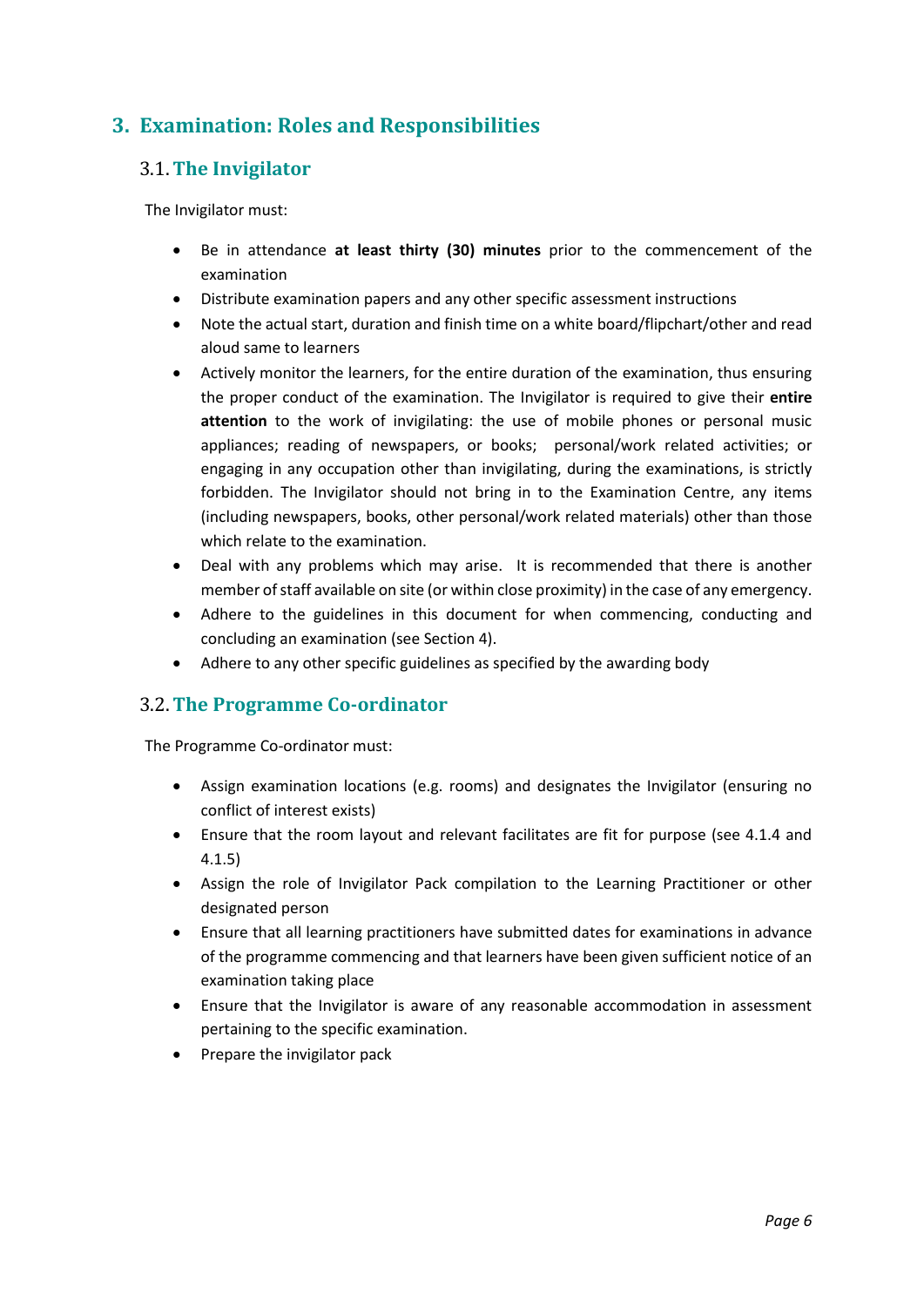## 3. Examination: Roles and Responsibilities

### 3.1. The Invigilator

The Invigilator must:

- Be in attendance **at least thirty (30) minutes** prior to the commencement of the examination
- Distribute examination papers and any other specific assessment instructions
- Note the actual start, duration and finish time on a white board/flipchart/other and read aloud same to learners
- Actively monitor the learners, for the entire duration of the examination, thus ensuring the proper conduct of the examination. The Invigilator is required to give their **entire attention** to the work of invigilating: the use of mobile phones or personal music appliances; reading of newspapers, or books; personal/work related activities; or engaging in any occupation other than invigilating, during the examinations, is strictly forbidden. The Invigilator should not bring in to the Examination Centre, any items (including newspapers, books, other personal/work related materials) other than those which relate to the examination.
- Deal with any problems which may arise. It is recommended that there is another member of staff available on site (or within close proximity) in the case of any emergency.
- Adhere to the guidelines in this document for when commencing, conducting and concluding an examination (see Section 4).
- Adhere to any other specific guidelines as specified by the awarding body

### 3.2. The Programme Co-ordinator

The Programme Co-ordinator must:

- Assign examination locations (e.g. rooms) and designates the Invigilator (ensuring no conflict of interest exists)
- Ensure that the room layout and relevant facilitates are fit for purpose (see 4.1.4 and 4.1.5)
- Assign the role of Invigilator Pack compilation to the Learning Practitioner or other designated person
- Ensure that all learning practitioners have submitted dates for examinations in advance of the programme commencing and that learners have been given sufficient notice of an examination taking place
- Ensure that the Invigilator is aware of any reasonable accommodation in assessment pertaining to the specific examination.
- Prepare the invigilator pack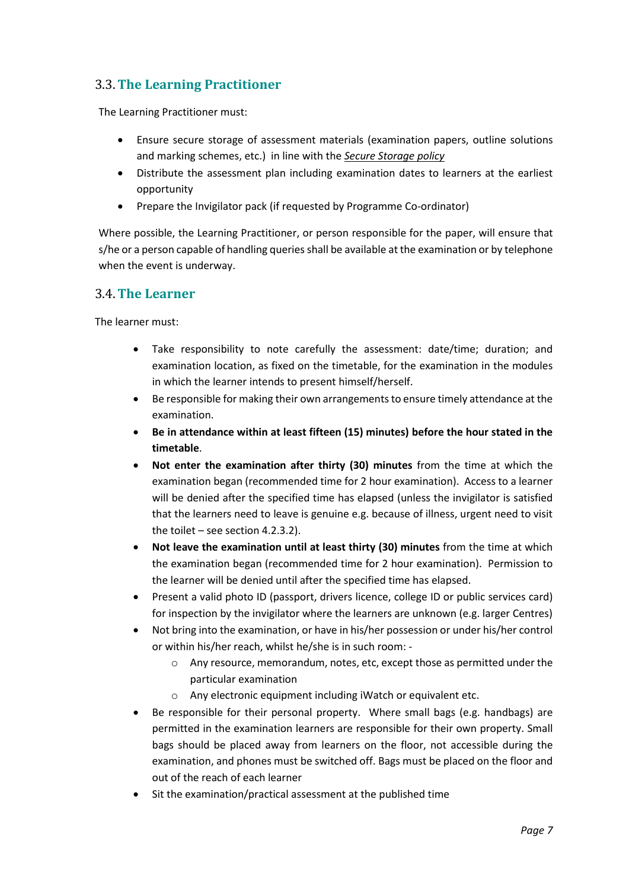## 3.3. The Learning Practitioner

The Learning Practitioner must:

- Ensure secure storage of assessment materials (examination papers, outline solutions and marking schemes, etc.) in line with the *Secure Storage policy*
- Distribute the assessment plan including examination dates to learners at the earliest opportunity
- Prepare the Invigilator pack (if requested by Programme Co-ordinator)

Where possible, the Learning Practitioner, or person responsible for the paper, will ensure that s/he or a person capable of handling queries shall be available at the examination or by telephone when the event is underway.

## 3.4. The Learner

The learner must:

- Take responsibility to note carefully the assessment: date/time; duration; and examination location, as fixed on the timetable, for the examination in the modules in which the learner intends to present himself/herself.
- Be responsible for making their own arrangements to ensure timely attendance at the examination.
- **Be in attendance within at least fifteen (15) minutes) before the hour stated in the timetable**.
- **Not enter the examination after thirty (30) minutes** from the time at which the examination began (recommended time for 2 hour examination). Access to a learner will be denied after the specified time has elapsed (unless the invigilator is satisfied that the learners need to leave is genuine e.g. because of illness, urgent need to visit the toilet – see section 4.2.3.2).
- **Not leave the examination until at least thirty (30) minutes** from the time at which the examination began (recommended time for 2 hour examination). Permission to the learner will be denied until after the specified time has elapsed.
- Present a valid photo ID (passport, drivers licence, college ID or public services card) for inspection by the invigilator where the learners are unknown (e.g. larger Centres)
- Not bring into the examination, or have in his/her possession or under his/her control or within his/her reach, whilst he/she is in such room: -
  - Any resource, memorandum, notes, etc, except those as permitted under the particular examination
  - Any electronic equipment including iWatch or equivalent etc.
- Be responsible for their personal property. Where small bags (e.g. handbags) are permitted in the examination learners are responsible for their own property. Small bags should be placed away from learners on the floor, not accessible during the examination, and phones must be switched off. Bags must be placed on the floor and out of the reach of each learner
- Sit the examination/practical assessment at the published time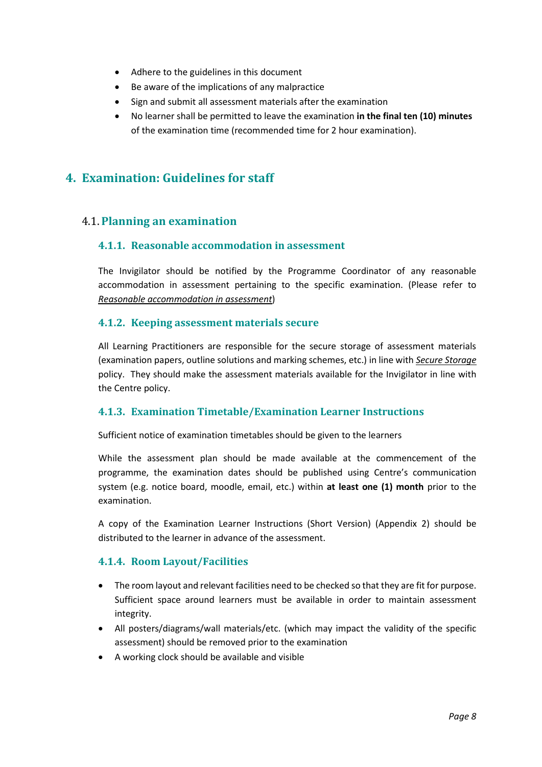- Adhere to the guidelines in this document
- Be aware of the implications of any malpractice
- Sign and submit all assessment materials after the examination
- No learner shall be permitted to leave the examination **in the final ten (10) minutes** of the examination time (recommended time for 2 hour examination).

# 4. Examination: Guidelines for staff

## 4.1. Planning an examination

### 4.1.1. Reasonable accommodation in assessment

The Invigilator should be notified by the Programme Coordinator of any reasonable accommodation in assessment pertaining to the specific examination. (Please refer to *Reasonable accommodation in assessment*)

### 4.1.2. Keeping assessment materials secure

All Learning Practitioners are responsible for the secure storage of assessment materials (examination papers, outline solutions and marking schemes, etc.) in line with *Secure Storage* policy. They should make the assessment materials available for the Invigilator in line with the Centre policy.

### 4.1.3. Examination Timetable/Examination Learner Instructions

Sufficient notice of examination timetables should be given to the learners

While the assessment plan should be made available at the commencement of the programme, the examination dates should be published using Centre's communication system (e.g. notice board, moodle, email, etc.) within **at least one (1) month** prior to the examination.

A copy of the Examination Learner Instructions (Short Version) (Appendix 2) should be distributed to the learner in advance of the assessment.

### 4.1.4. Room Layout/Facilities

- The room layout and relevant facilities need to be checked so that they are fit for purpose. Sufficient space around learners must be available in order to maintain assessment integrity.
- All posters/diagrams/wall materials/etc. (which may impact the validity of the specific assessment) should be removed prior to the examination
- A working clock should be available and visible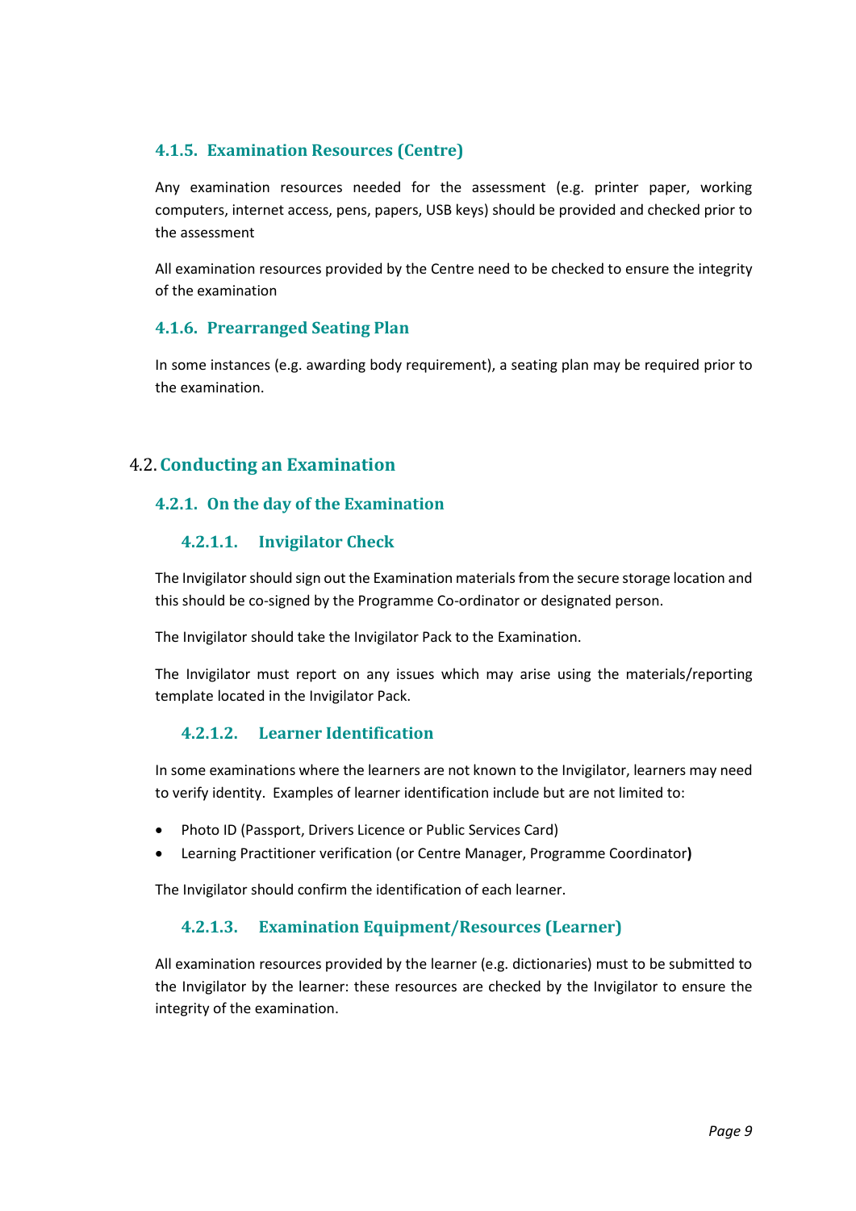### 4.1.5. Examination Resources (Centre)

Any examination resources needed for the assessment (e.g. printer paper, working computers, internet access, pens, papers, USB keys) should be provided and checked prior to the assessment

All examination resources provided by the Centre need to be checked to ensure the integrity of the examination

### 4.1.6. Prearranged Seating Plan

In some instances (e.g. awarding body requirement), a seating plan may be required prior to the examination.

## 4.2. Conducting an Examination

### 4.2.1. On the day of the Examination

#### 4.2.1.1. Invigilator Check

The Invigilator should sign out the Examination materials from the secure storage location and this should be co-signed by the Programme Co-ordinator or designated person.

The Invigilator should take the Invigilator Pack to the Examination.

The Invigilator must report on any issues which may arise using the materials/reporting template located in the Invigilator Pack.

#### 4.2.1.2. Learner Identification

In some examinations where the learners are not known to the Invigilator, learners may need to verify identity. Examples of learner identification include but are not limited to:

- Photo ID (Passport, Drivers Licence or Public Services Card)
- Learning Practitioner verification (or Centre Manager, Programme Coordinator**)**

The Invigilator should confirm the identification of each learner.

#### 4.2.1.3. Examination Equipment/Resources (Learner)

All examination resources provided by the learner (e.g. dictionaries) must to be submitted to the Invigilator by the learner: these resources are checked by the Invigilator to ensure the integrity of the examination.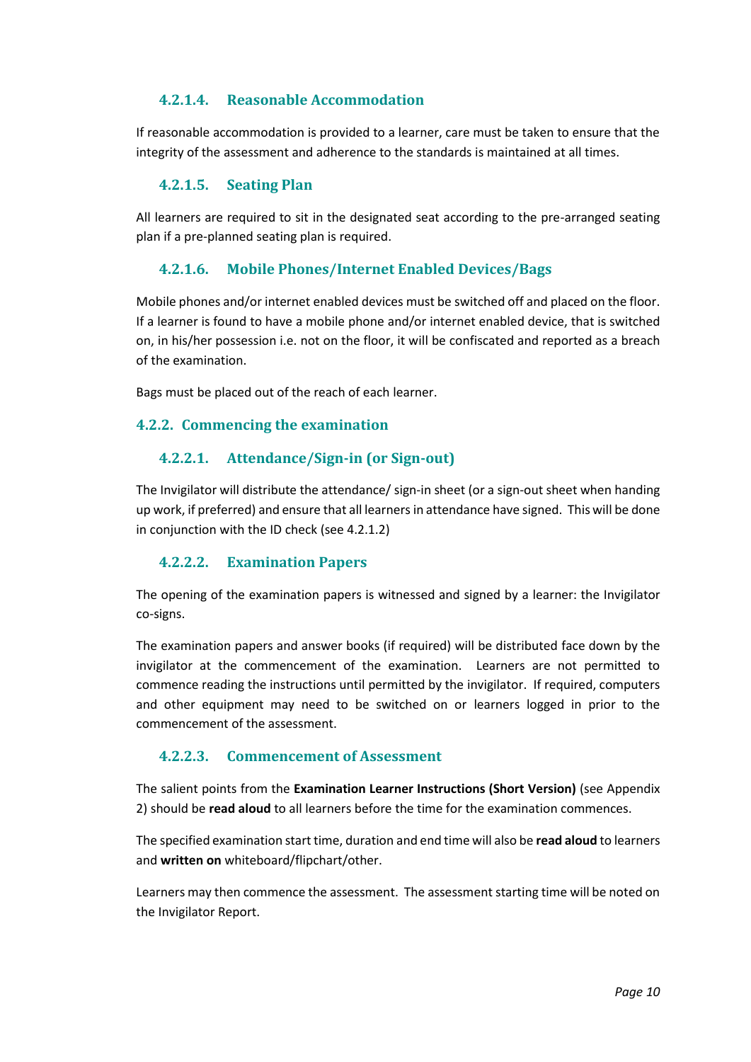#### 4.2.1.4. Reasonable Accommodation

If reasonable accommodation is provided to a learner, care must be taken to ensure that the integrity of the assessment and adherence to the standards is maintained at all times.

#### 4.2.1.5. Seating Plan

All learners are required to sit in the designated seat according to the pre-arranged seating plan if a pre-planned seating plan is required.

#### 4.2.1.6. Mobile Phones/Internet Enabled Devices/Bags

Mobile phones and/or internet enabled devices must be switched off and placed on the floor. If a learner is found to have a mobile phone and/or internet enabled device, that is switched on, in his/her possession i.e. not on the floor, it will be confiscated and reported as a breach of the examination.

Bags must be placed out of the reach of each learner.

### 4.2.2. Commencing the examination

#### 4.2.2.1. Attendance/Sign-in (or Sign-out)

The Invigilator will distribute the attendance/ sign-in sheet (or a sign-out sheet when handing up work, if preferred) and ensure that all learners in attendance have signed. This will be done in conjunction with the ID check (see 4.2.1.2)

#### 4.2.2.2. Examination Papers

The opening of the examination papers is witnessed and signed by a learner: the Invigilator co-signs.

The examination papers and answer books (if required) will be distributed face down by the invigilator at the commencement of the examination. Learners are not permitted to commence reading the instructions until permitted by the invigilator. If required, computers and other equipment may need to be switched on or learners logged in prior to the commencement of the assessment.

#### 4.2.2.3. Commencement of Assessment

The salient points from the **Examination Learner Instructions (Short Version)** (see Appendix 2) should be **read aloud** to all learners before the time for the examination commences.

The specified examination start time, duration and end time will also be **read aloud** to learners and **written on** whiteboard/flipchart/other.

Learners may then commence the assessment. The assessment starting time will be noted on the Invigilator Report.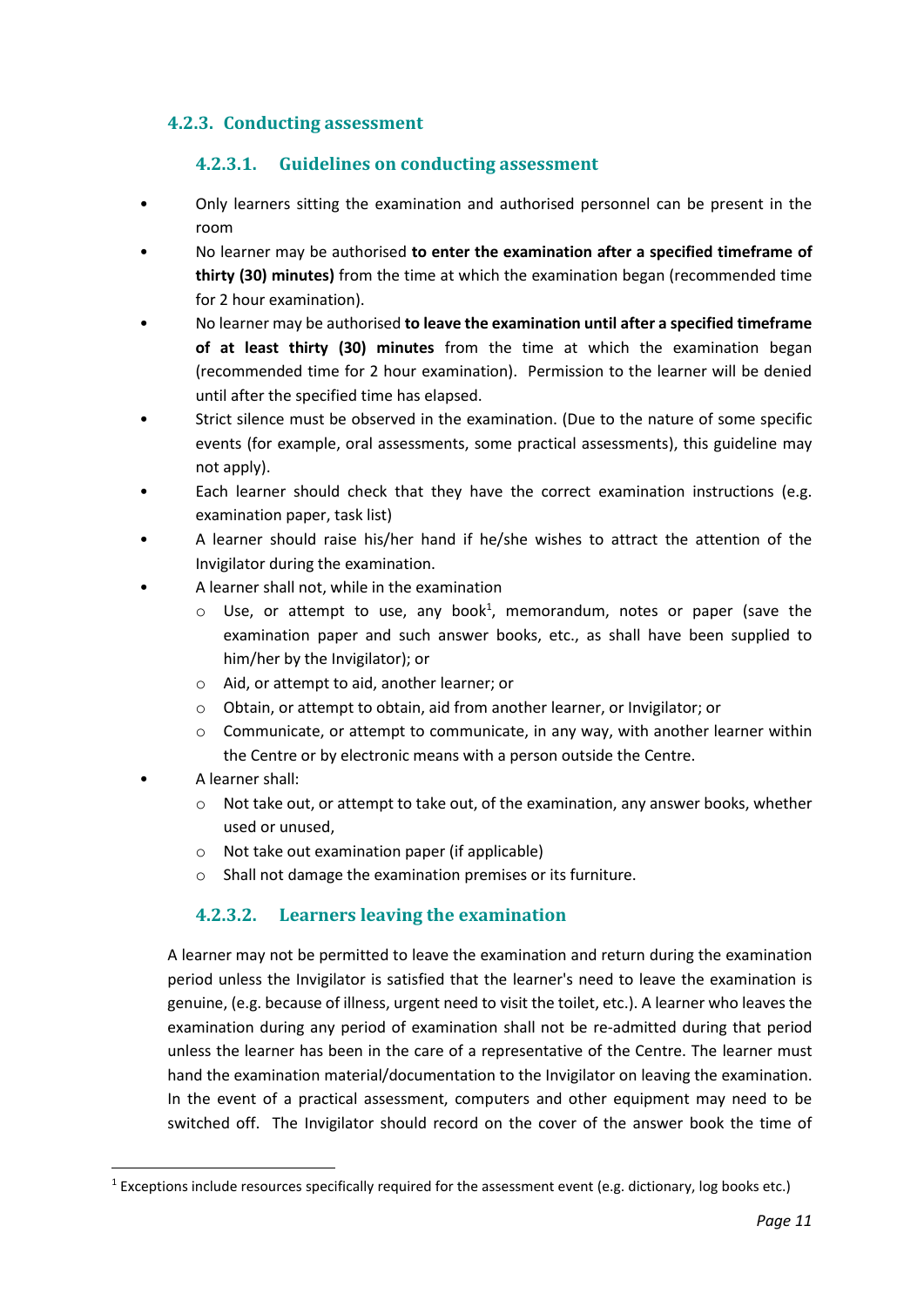### 4.2.3. Conducting assessment

#### 4.2.3.1. Guidelines on conducting assessment

- Only learners sitting the examination and authorised personnel can be present in the room
- No learner may be authorised **to enter the examination after a specified timeframe of thirty (30) minutes)** from the time at which the examination began (recommended time for 2 hour examination).
- No learner may be authorised **to leave the examination until after a specified timeframe of at least thirty (30) minutes** from the time at which the examination began (recommended time for 2 hour examination). Permission to the learner will be denied until after the specified time has elapsed.
- Strict silence must be observed in the examination. (Due to the nature of some specific events (for example, oral assessments, some practical assessments), this guideline may not apply).
- Each learner should check that they have the correct examination instructions (e.g. examination paper, task list)
- A learner should raise his/her hand if he/she wishes to attract the attention of the Invigilator during the examination.
- A learner shall not, while in the examination
  - Use, or attempt to use, any book[1], memorandum, notes or paper (save the examination paper and such answer books, etc., as shall have been supplied to him/her by the Invigilator); or
  - Aid, or attempt to aid, another learner; or
  - Obtain, or attempt to obtain, aid from another learner, or Invigilator; or
  - Communicate, or attempt to communicate, in any way, with another learner within the Centre or by electronic means with a person outside the Centre.
- A learner shall:
  - Not take out, or attempt to take out, of the examination, any answer books, whether used or unused,
  - Not take out examination paper (if applicable)
  - Shall not damage the examination premises or its furniture.

#### 4.2.3.2. Learners leaving the examination

A learner may not be permitted to leave the examination and return during the examination period unless the Invigilator is satisfied that the learner's need to leave the examination is genuine, (e.g. because of illness, urgent need to visit the toilet, etc.). A learner who leaves the examination during any period of examination shall not be re-admitted during that period unless the learner has been in the care of a representative of the Centre. The learner must hand the examination material/documentation to the Invigilator on leaving the examination. In the event of a practical assessment, computers and other equipment may need to be switched off. The Invigilator should record on the cover of the answer book the time of

---

[1] Exceptions include resources specifically required for the assessment event (e.g. dictionary, log books etc.)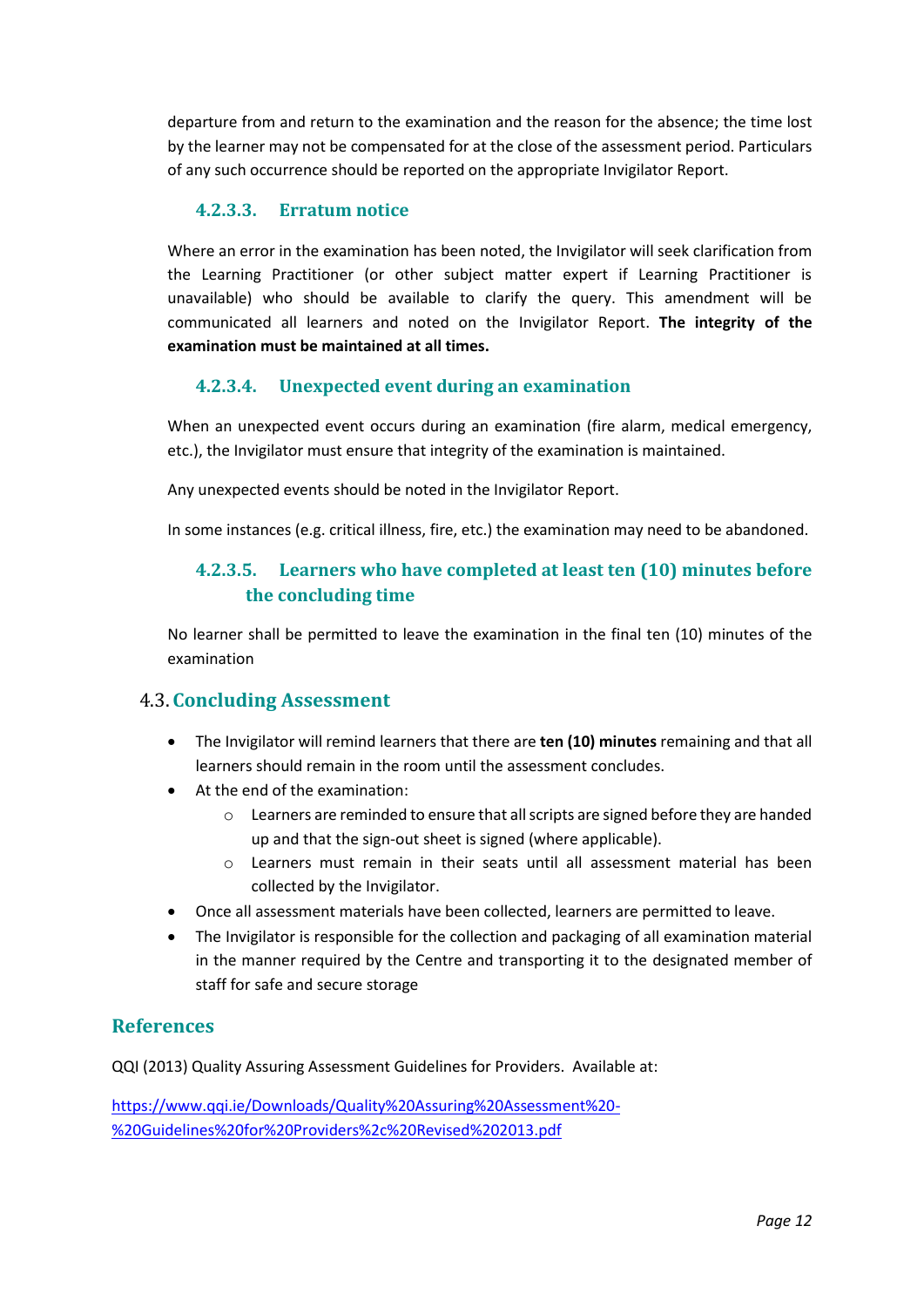departure from and return to the examination and the reason for the absence; the time lost by the learner may not be compensated for at the close of the assessment period. Particulars of any such occurrence should be reported on the appropriate Invigilator Report.

#### 4.2.3.3. Erratum notice

Where an error in the examination has been noted, the Invigilator will seek clarification from the Learning Practitioner (or other subject matter expert if Learning Practitioner is unavailable) who should be available to clarify the query. This amendment will be communicated all learners and noted on the Invigilator Report. **The integrity of the examination must be maintained at all times.**

#### 4.2.3.4. Unexpected event during an examination

When an unexpected event occurs during an examination (fire alarm, medical emergency, etc.), the Invigilator must ensure that integrity of the examination is maintained.

Any unexpected events should be noted in the Invigilator Report.

In some instances (e.g. critical illness, fire, etc.) the examination may need to be abandoned.

#### 4.2.3.5. Learners who have completed at least ten (10) minutes before the concluding time

No learner shall be permitted to leave the examination in the final ten (10) minutes of the examination

## 4.3. Concluding Assessment

- The Invigilator will remind learners that there are **ten (10) minutes** remaining and that all learners should remain in the room until the assessment concludes.
- At the end of the examination:
    - Learners are reminded to ensure that all scripts are signed before they are handed up and that the sign-out sheet is signed (where applicable).
    - Learners must remain in their seats until all assessment material has been collected by the Invigilator.
- Once all assessment materials have been collected, learners are permitted to leave.
- The Invigilator is responsible for the collection and packaging of all examination material in the manner required by the Centre and transporting it to the designated member of staff for safe and secure storage

## References

QQI (2013) Quality Assuring Assessment Guidelines for Providers. Available at:

https://www.qqi.ie/Downloads/Quality%20Assuring%20Assessment%20-%20Guidelines%20for%20Providers%2c%20Revised%202013.pdf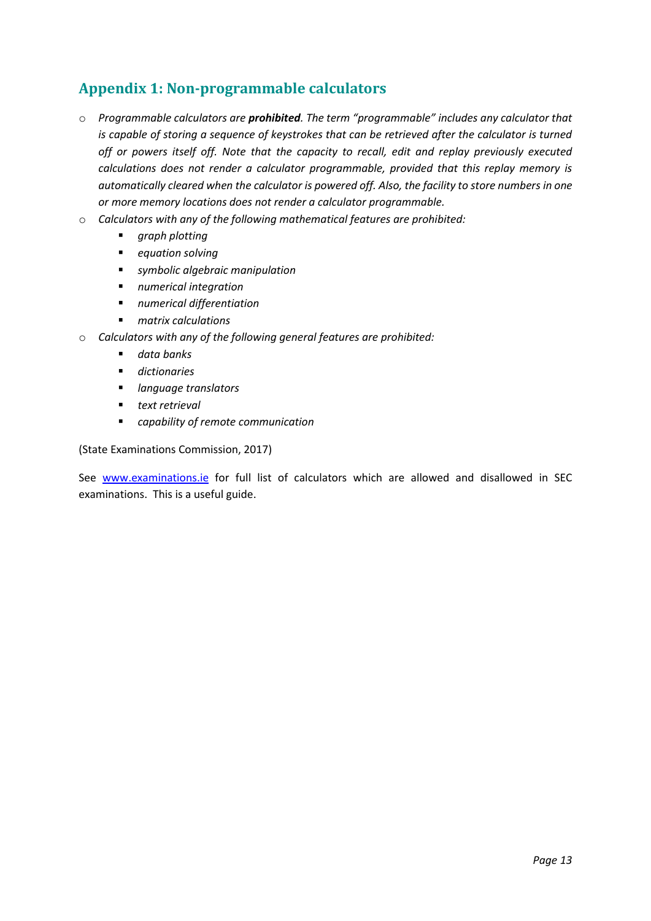## Appendix 1: Non-programmable calculators

- *Programmable calculators are **prohibited**. The term "programmable" includes any calculator that is capable of storing a sequence of keystrokes that can be retrieved after the calculator is turned off or powers itself off. Note that the capacity to recall, edit and replay previously executed calculations does not render a calculator programmable, provided that this replay memory is automatically cleared when the calculator is powered off. Also, the facility to store numbers in one or more memory locations does not render a calculator programmable.*
- *Calculators with any of the following mathematical features are prohibited:*
  - *graph plotting*
  - *equation solving*
  - *symbolic algebraic manipulation*
  - *numerical integration*
  - *numerical differentiation*
  - *matrix calculations*
- *Calculators with any of the following general features are prohibited:*
  - *data banks*
  - *dictionaries*
  - *language translators*
  - *text retrieval*
  - *capability of remote communication*

(State Examinations Commission, 2017)

See [www.examinations.ie](http://www.examinations.ie) for full list of calculators which are allowed and disallowed in SEC examinations. This is a useful guide.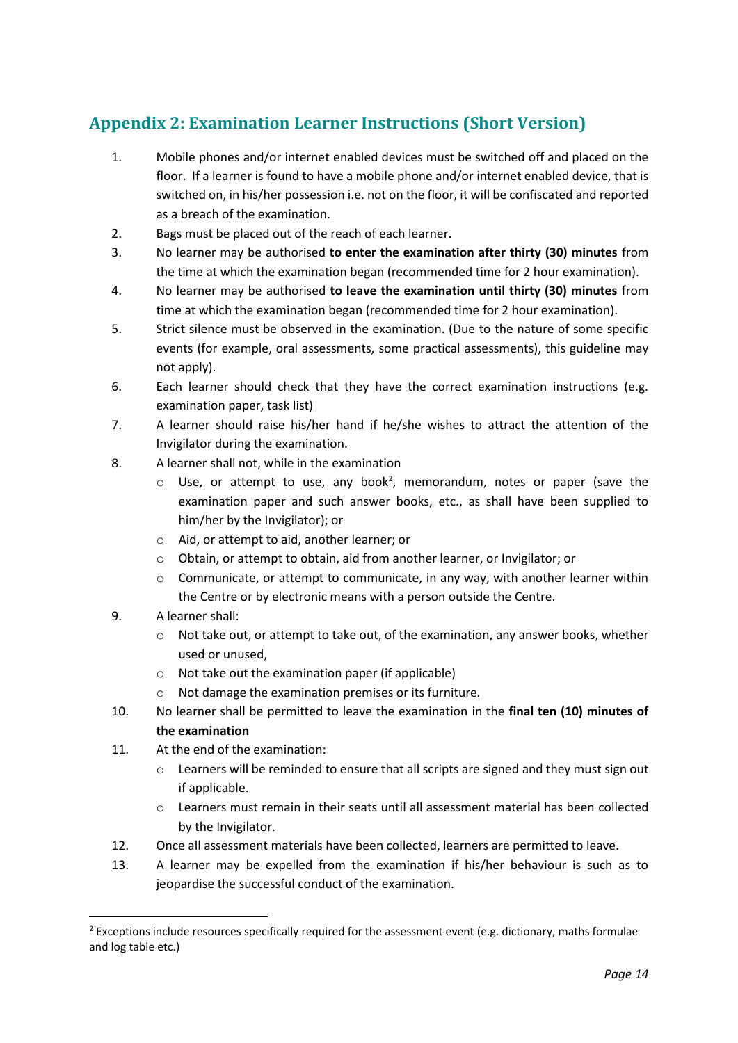## Appendix 2: Examination Learner Instructions (Short Version)

1. Mobile phones and/or internet enabled devices must be switched off and placed on the floor. If a learner is found to have a mobile phone and/or internet enabled device, that is switched on, in his/her possession i.e. not on the floor, it will be confiscated and reported as a breach of the examination.
2. Bags must be placed out of the reach of each learner.
3. No learner may be authorised **to enter the examination after thirty (30) minutes** from the time at which the examination began (recommended time for 2 hour examination).
4. No learner may be authorised **to leave the examination until thirty (30) minutes** from time at which the examination began (recommended time for 2 hour examination).
5. Strict silence must be observed in the examination. (Due to the nature of some specific events (for example, oral assessments, some practical assessments), this guideline may not apply).
6. Each learner should check that they have the correct examination instructions (e.g. examination paper, task list)
7. A learner should raise his/her hand if he/she wishes to attract the attention of the Invigilator during the examination.
8. A learner shall not, while in the examination
   - Use, or attempt to use, any book[2], memorandum, notes or paper (save the examination paper and such answer books, etc., as shall have been supplied to him/her by the Invigilator); or
   - Aid, or attempt to aid, another learner; or
   - Obtain, or attempt to obtain, aid from another learner, or Invigilator; or
   - Communicate, or attempt to communicate, in any way, with another learner within the Centre or by electronic means with a person outside the Centre.
9. A learner shall:
   - Not take out, or attempt to take out, of the examination, any answer books, whether used or unused,
   - Not take out the examination paper (if applicable)
   - Not damage the examination premises or its furniture.
10. No learner shall be permitted to leave the examination in the **final ten (10) minutes of the examination**
11. At the end of the examination:
    - Learners will be reminded to ensure that all scripts are signed and they must sign out if applicable.
    - Learners must remain in their seats until all assessment material has been collected by the Invigilator.
12. Once all assessment materials have been collected, learners are permitted to leave.
13. A learner may be expelled from the examination if his/her behaviour is such as to jeopardise the successful conduct of the examination.

---

[2] Exceptions include resources specifically required for the assessment event (e.g. dictionary, maths formulae and log table etc.)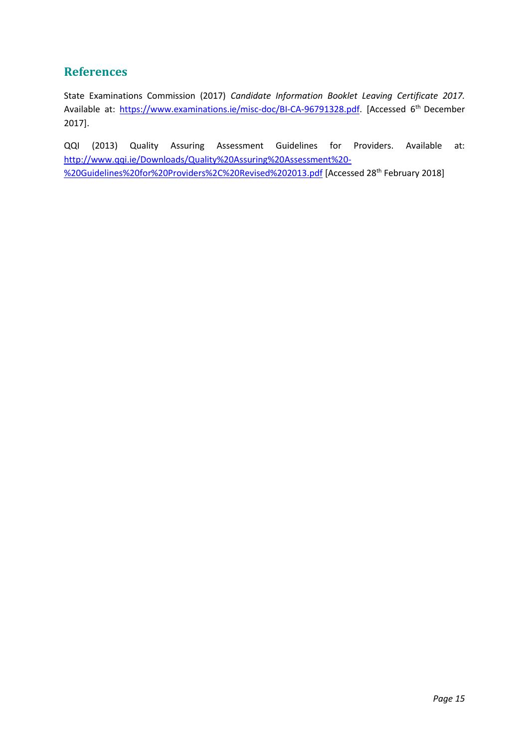## References

State Examinations Commission (2017) *Candidate Information Booklet Leaving Certificate 2017.* Available at: https://www.examinations.ie/misc-doc/BI-CA-96791328.pdf. [Accessed 6th December 2017].

QQI (2013) Quality Assuring Assessment Guidelines for Providers. Available at: http://www.qqi.ie/Downloads/Quality%20Assuring%20Assessment%20-%20Guidelines%20for%20Providers%2C%20Revised%202013.pdf [Accessed 28th February 2018]